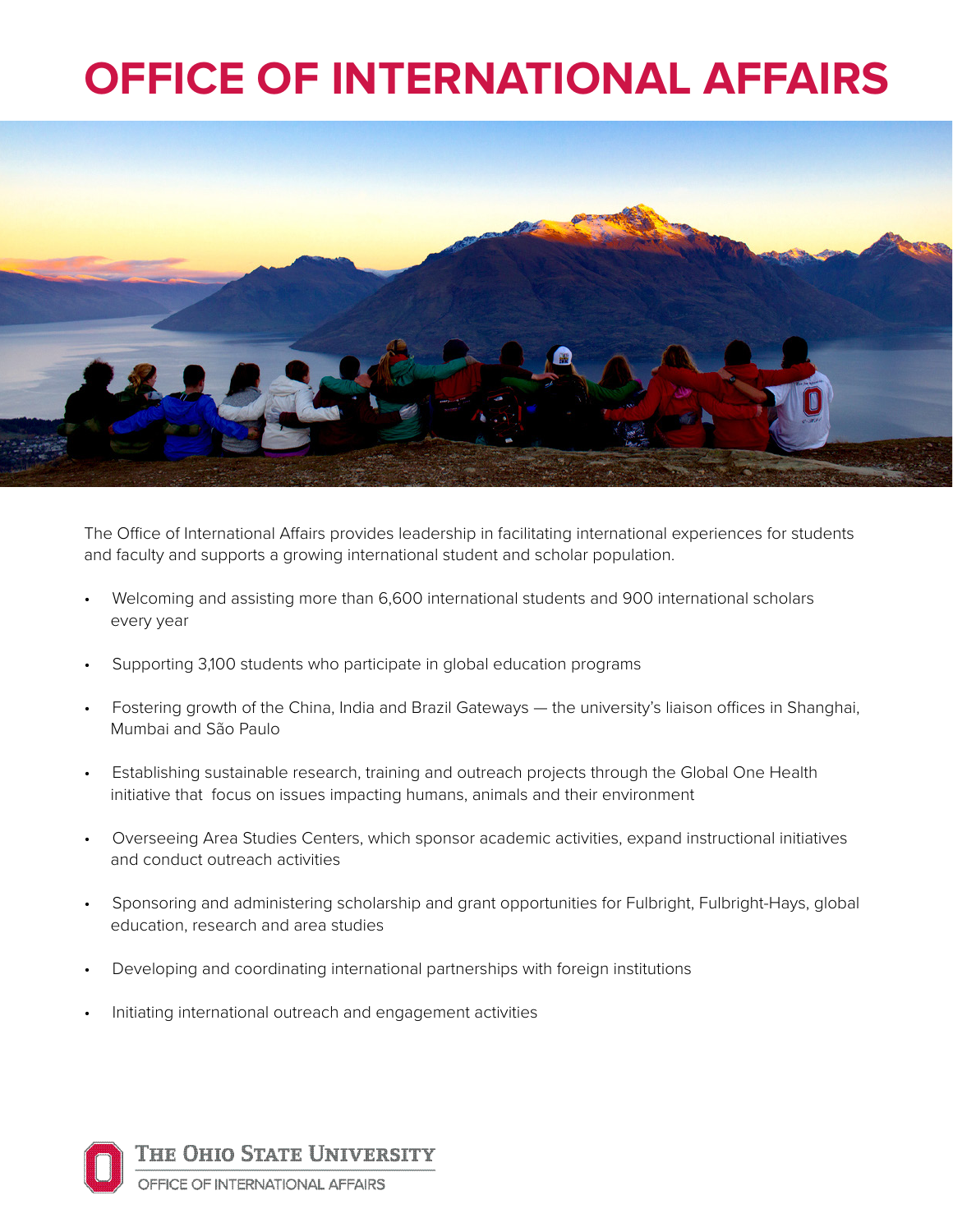# OFFICE OF INTERNATIONAL AFFAIRS

The Office of International Affairs provides leadership in facilitating international experiences for students and faculty and supports a growing international student and scholar population.

- Welcoming and assisting more than 6,600 international students and 900 international scholars every year
- Supporting 3,100 students who participate in global education programs
- Fostering growth of the China, India and Brazil Gateways — the university's liaison offices in Shanghai, Mumbai and São Paulo
- Establishing sustainable research, training and outreach projects through the Global One Health initiative that focus on issues impacting humans, animals and their environment
- Overseeing Area Studies Centers, which sponsor academic activities, expand instructional initiatives and conduct outreach activities
- Sponsoring and administering scholarship and grant opportunities for Fulbright, Fulbright-Hays, global education, research and area studies
- Developing and coordinating international partnerships with foreign institutions
- Initiating international outreach and engagement activities

THE OHIO STATE UNIVERSITY

OFFICE OF INTERNATIONAL AFFAIRS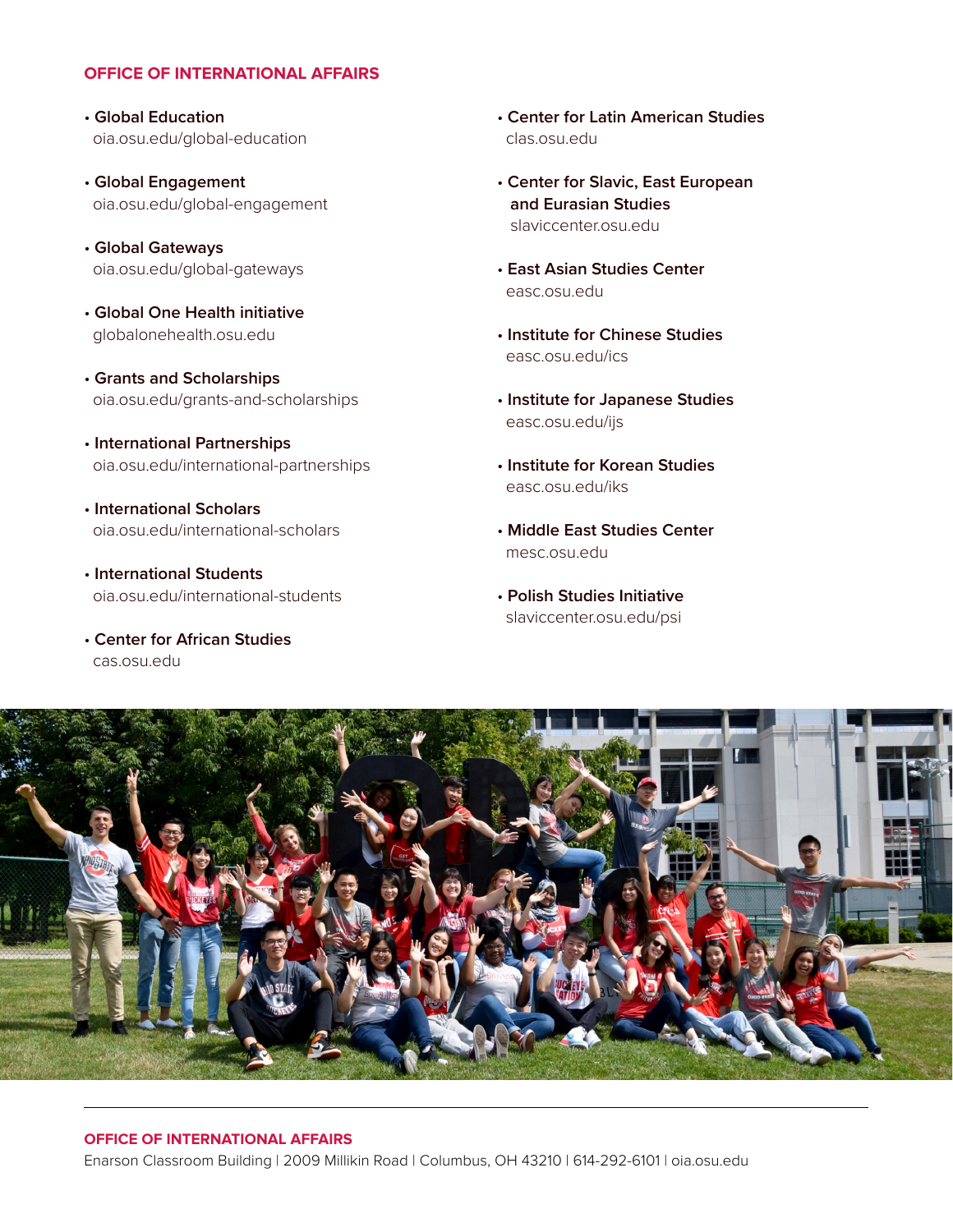## OFFICE OF INTERNATIONAL AFFAIRS

- **Global Education**
  oia.osu.edu/global-education
- **Global Engagement**
  oia.osu.edu/global-engagement
- **Global Gateways**
  oia.osu.edu/global-gateways
- **Global One Health initiative**
  globalonehealth.osu.edu
- **Grants and Scholarships**
  oia.osu.edu/grants-and-scholarships
- **International Partnerships**
  oia.osu.edu/international-partnerships
- **International Scholars**
  oia.osu.edu/international-scholars
- **International Students**
  oia.osu.edu/international-students
- **Center for African Studies**
  cas.osu.edu
- **Center for Latin American Studies**
  clas.osu.edu
- **Center for Slavic, East European and Eurasian Studies**
  slaviccenter.osu.edu
- **East Asian Studies Center**
  easc.osu.edu
- **Institute for Chinese Studies**
  easc.osu.edu/ics
- **Institute for Japanese Studies**
  easc.osu.edu/ijs
- **Institute for Korean Studies**
  easc.osu.edu/iks
- **Middle East Studies Center**
  mesc.osu.edu
- **Polish Studies Initiative**
  slaviccenter.osu.edu/psi

---

**OFFICE OF INTERNATIONAL AFFAIRS**
Enarson Classroom Building | 2009 Millikin Road | Columbus, OH 43210 | 614-292-6101 | oia.osu.edu